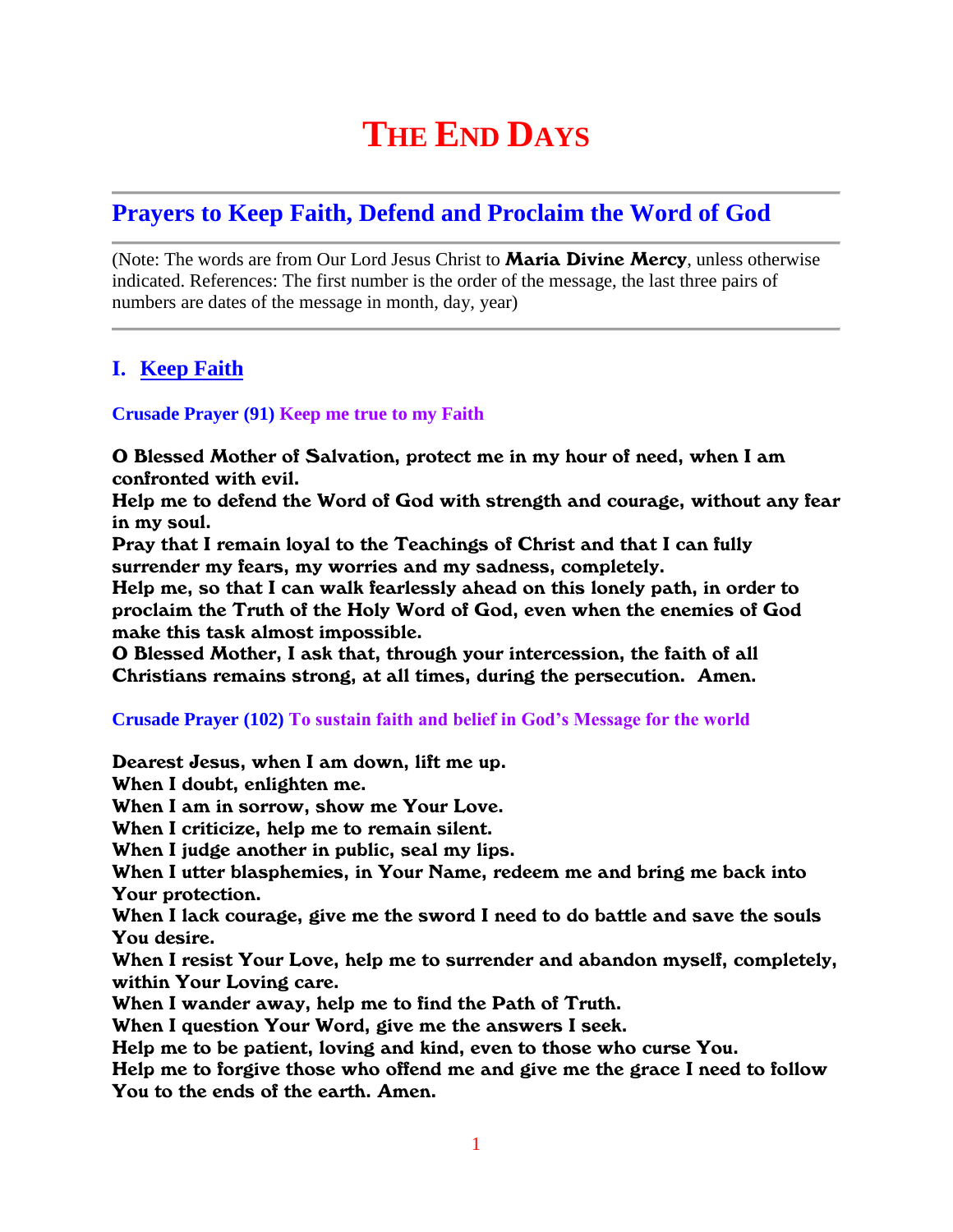# THE END DAYS

## Prayers to Keep Faith, Defend and Proclaim the Word of God

(Note: The words are from Our Lord Jesus Christ to **Maria Divine Mercy**, unless otherwise indicated. References: The first number is the order of the message, the last three pairs of numbers are dates of the message in month, day, year)

### I. Keep Faith

**Crusade Prayer (91) Keep me true to my Faith**

**O Blessed Mother of Salvation, protect me in my hour of need, when I am confronted with evil.**
**Help me to defend the Word of God with strength and courage, without any fear in my soul.**
**Pray that I remain loyal to the Teachings of Christ and that I can fully surrender my fears, my worries and my sadness, completely.**
**Help me, so that I can walk fearlessly ahead on this lonely path, in order to proclaim the Truth of the Holy Word of God, even when the enemies of God make this task almost impossible.**
**O Blessed Mother, I ask that, through your intercession, the faith of all Christians remains strong, at all times, during the persecution. Amen.**

**Crusade Prayer (102) To sustain faith and belief in God's Message for the world**

**Dearest Jesus, when I am down, lift me up.**
**When I doubt, enlighten me.**
**When I am in sorrow, show me Your Love.**
**When I criticize, help me to remain silent.**
**When I judge another in public, seal my lips.**
**When I utter blasphemies, in Your Name, redeem me and bring me back into Your protection.**
**When I lack courage, give me the sword I need to do battle and save the souls You desire.**
**When I resist Your Love, help me to surrender and abandon myself, completely, within Your Loving care.**
**When I wander away, help me to find the Path of Truth.**
**When I question Your Word, give me the answers I seek.**
**Help me to be patient, loving and kind, even to those who curse You.**
**Help me to forgive those who offend me and give me the grace I need to follow You to the ends of the earth. Amen.**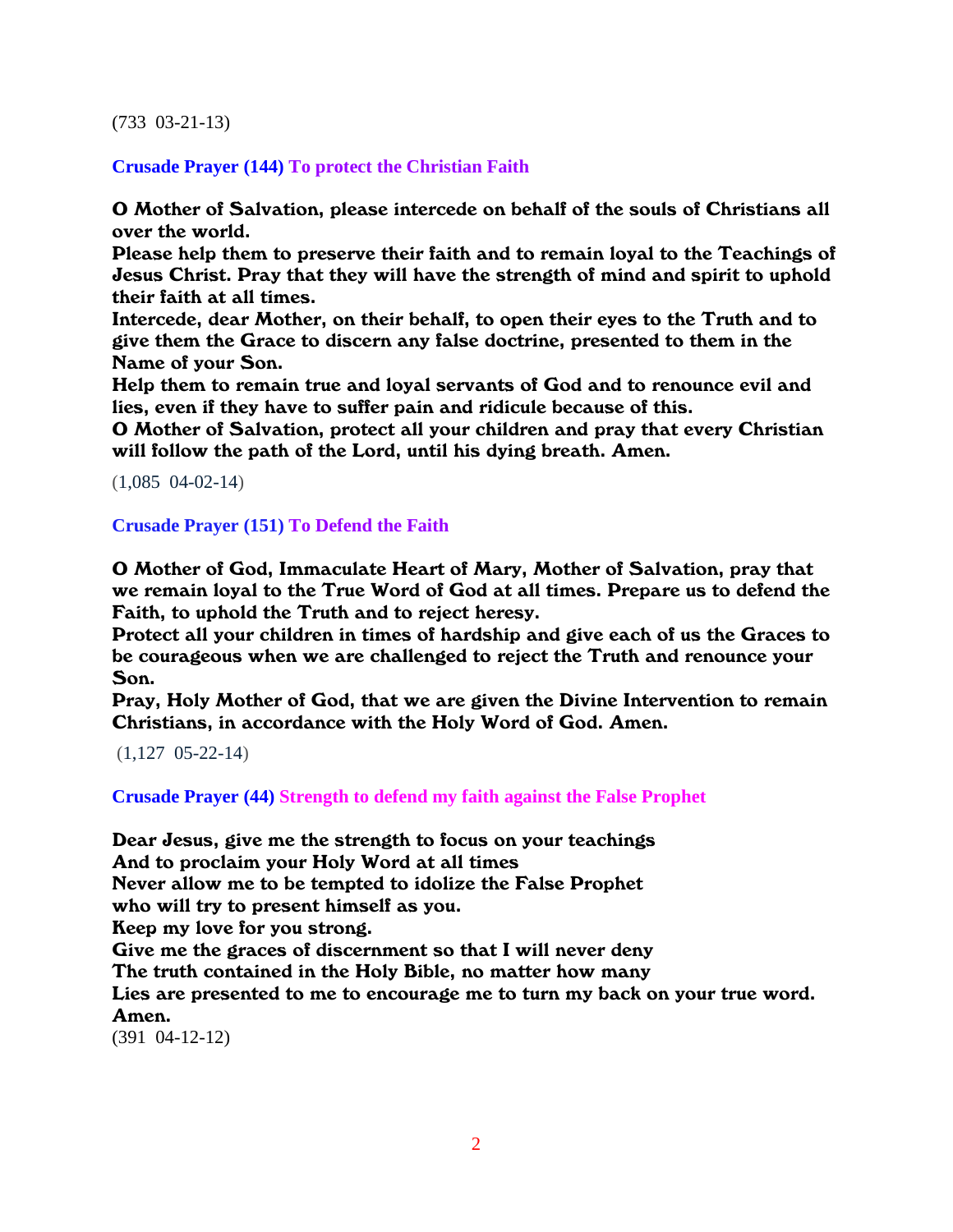(733 03-21-13)

**Crusade Prayer (144) To protect the Christian Faith**

**O Mother of Salvation, please intercede on behalf of the souls of Christians all over the world.**
**Please help them to preserve their faith and to remain loyal to the Teachings of Jesus Christ. Pray that they will have the strength of mind and spirit to uphold their faith at all times.**
**Intercede, dear Mother, on their behalf, to open their eyes to the Truth and to give them the Grace to discern any false doctrine, presented to them in the Name of your Son.**
**Help them to remain true and loyal servants of God and to renounce evil and lies, even if they have to suffer pain and ridicule because of this.**
**O Mother of Salvation, protect all your children and pray that every Christian will follow the path of the Lord, until his dying breath. Amen.**

(1,085 04-02-14)

**Crusade Prayer (151) To Defend the Faith**

**O Mother of God, Immaculate Heart of Mary, Mother of Salvation, pray that we remain loyal to the True Word of God at all times. Prepare us to defend the Faith, to uphold the Truth and to reject heresy.**
**Protect all your children in times of hardship and give each of us the Graces to be courageous when we are challenged to reject the Truth and renounce your Son.**
**Pray, Holy Mother of God, that we are given the Divine Intervention to remain Christians, in accordance with the Holy Word of God. Amen.**

(1,127 05-22-14)

**Crusade Prayer (44) Strength to defend my faith against the False Prophet**

**Dear Jesus, give me the strength to focus on your teachings**
**And to proclaim your Holy Word at all times**
**Never allow me to be tempted to idolize the False Prophet**
**who will try to present himself as you.**
**Keep my love for you strong.**
**Give me the graces of discernment so that I will never deny**
**The truth contained in the Holy Bible, no matter how many**
**Lies are presented to me to encourage me to turn my back on your true word.**
**Amen.**

(391 04-12-12)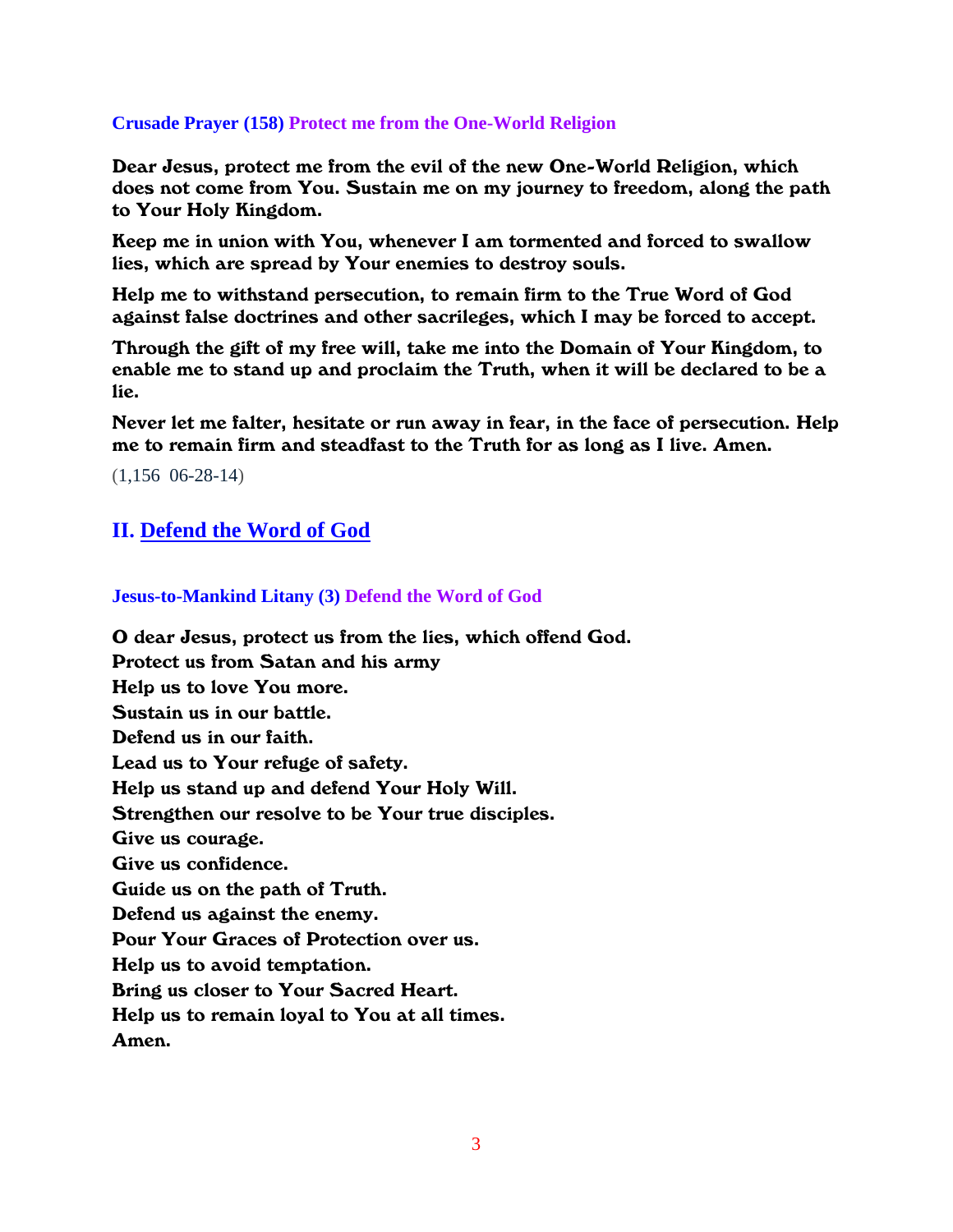**Crusade Prayer (158) Protect me from the One-World Religion**

**Dear Jesus, protect me from the evil of the new One-World Religion, which does not come from You. Sustain me on my journey to freedom, along the path to Your Holy Kingdom.**

**Keep me in union with You, whenever I am tormented and forced to swallow lies, which are spread by Your enemies to destroy souls.**

**Help me to withstand persecution, to remain firm to the True Word of God against false doctrines and other sacrileges, which I may be forced to accept.**

**Through the gift of my free will, take me into the Domain of Your Kingdom, to enable me to stand up and proclaim the Truth, when it will be declared to be a lie.**

**Never let me falter, hesitate or run away in fear, in the face of persecution. Help me to remain firm and steadfast to the Truth for as long as I live. Amen.**

(1,156 06-28-14)

## II. Defend the Word of God

**Jesus-to-Mankind Litany (3) Defend the Word of God**

**O dear Jesus, protect us from the lies, which offend God.**
**Protect us from Satan and his army**
**Help us to love You more.**
**Sustain us in our battle.**
**Defend us in our faith.**
**Lead us to Your refuge of safety.**
**Help us stand up and defend Your Holy Will.**
**Strengthen our resolve to be Your true disciples.**
**Give us courage.**
**Give us confidence.**
**Guide us on the path of Truth.**
**Defend us against the enemy.**
**Pour Your Graces of Protection over us.**
**Help us to avoid temptation.**
**Bring us closer to Your Sacred Heart.**
**Help us to remain loyal to You at all times.**
**Amen.**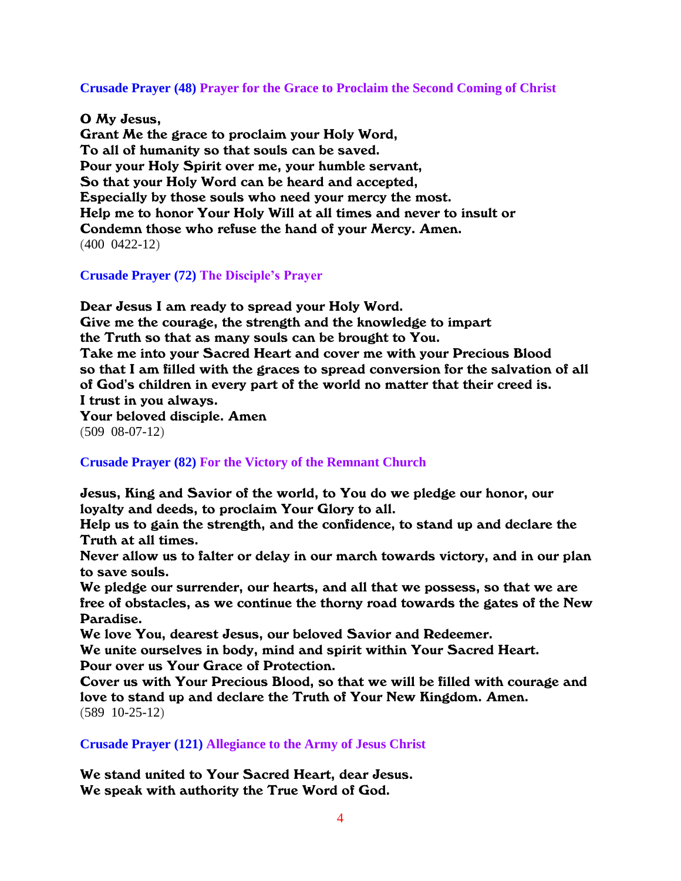**Crusade Prayer (48) Prayer for the Grace to Proclaim the Second Coming of Christ**

**O My Jesus,**
**Grant Me the grace to proclaim your Holy Word,**
**To all of humanity so that souls can be saved.**
**Pour your Holy Spirit over me, your humble servant,**
**So that your Holy Word can be heard and accepted,**
**Especially by those souls who need your mercy the most.**
**Help me to honor Your Holy Will at all times and never to insult or**
**Condemn those who refuse the hand of your Mercy. Amen.**
(400 0422-12)

**Crusade Prayer (72) The Disciple's Prayer**

**Dear Jesus I am ready to spread your Holy Word.**
**Give me the courage, the strength and the knowledge to impart the Truth so that as many souls can be brought to You.**
**Take me into your Sacred Heart and cover me with your Precious Blood so that I am filled with the graces to spread conversion for the salvation of all of God's children in every part of the world no matter that their creed is.**
**I trust in you always.**
**Your beloved disciple. Amen**
(509 08-07-12)

**Crusade Prayer (82) For the Victory of the Remnant Church**

**Jesus, King and Savior of the world, to You do we pledge our honor, our loyalty and deeds, to proclaim Your Glory to all.**
**Help us to gain the strength, and the confidence, to stand up and declare the Truth at all times.**
**Never allow us to falter or delay in our march towards victory, and in our plan to save souls.**
**We pledge our surrender, our hearts, and all that we possess, so that we are free of obstacles, as we continue the thorny road towards the gates of the New Paradise.**
**We love You, dearest Jesus, our beloved Savior and Redeemer.**
**We unite ourselves in body, mind and spirit within Your Sacred Heart.**
**Pour over us Your Grace of Protection.**
**Cover us with Your Precious Blood, so that we will be filled with courage and love to stand up and declare the Truth of Your New Kingdom. Amen.**
(589 10-25-12)

**Crusade Prayer (121) Allegiance to the Army of Jesus Christ**

**We stand united to Your Sacred Heart, dear Jesus.**
**We speak with authority the True Word of God.**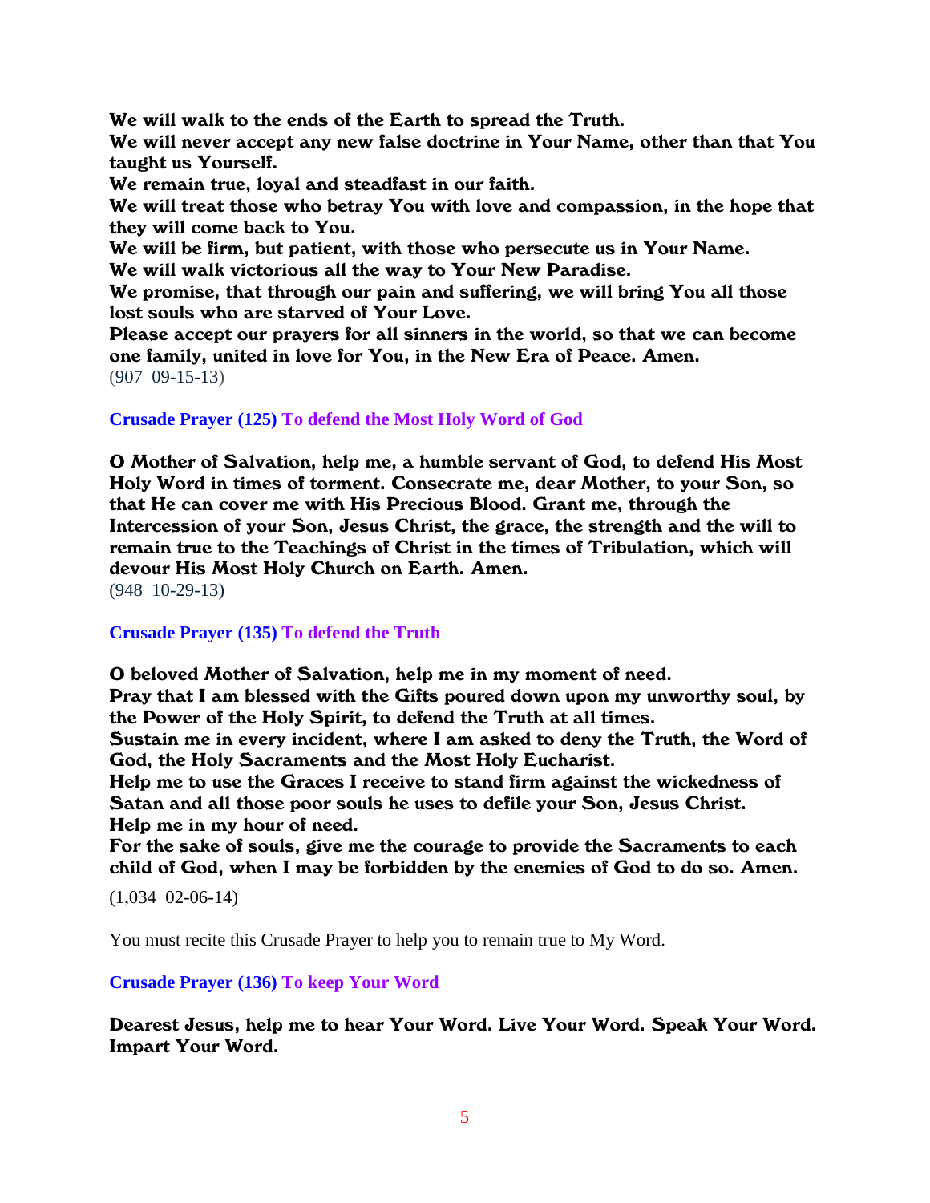**We will walk to the ends of the Earth to spread the Truth.**
**We will never accept any new false doctrine in Your Name, other than that You taught us Yourself.**
**We remain true, loyal and steadfast in our faith.**
**We will treat those who betray You with love and compassion, in the hope that they will come back to You.**
**We will be firm, but patient, with those who persecute us in Your Name.**
**We will walk victorious all the way to Your New Paradise.**
**We promise, that through our pain and suffering, we will bring You all those lost souls who are starved of Your Love.**
**Please accept our prayers for all sinners in the world, so that we can become one family, united in love for You, in the New Era of Peace. Amen.**
(907 09-15-13)

**Crusade Prayer (125) To defend the Most Holy Word of God**

**O Mother of Salvation, help me, a humble servant of God, to defend His Most Holy Word in times of torment. Consecrate me, dear Mother, to your Son, so that He can cover me with His Precious Blood. Grant me, through the Intercession of your Son, Jesus Christ, the grace, the strength and the will to remain true to the Teachings of Christ in the times of Tribulation, which will devour His Most Holy Church on Earth. Amen.**
(948 10-29-13)

**Crusade Prayer (135) To defend the Truth**

**O beloved Mother of Salvation, help me in my moment of need.**
**Pray that I am blessed with the Gifts poured down upon my unworthy soul, by the Power of the Holy Spirit, to defend the Truth at all times.**
**Sustain me in every incident, where I am asked to deny the Truth, the Word of God, the Holy Sacraments and the Most Holy Eucharist.**
**Help me to use the Graces I receive to stand firm against the wickedness of Satan and all those poor souls he uses to defile your Son, Jesus Christ.**
**Help me in my hour of need.**
**For the sake of souls, give me the courage to provide the Sacraments to each child of God, when I may be forbidden by the enemies of God to do so. Amen.**

(1,034 02-06-14)

You must recite this Crusade Prayer to help you to remain true to My Word.

**Crusade Prayer (136) To keep Your Word**

**Dearest Jesus, help me to hear Your Word. Live Your Word. Speak Your Word. Impart Your Word.**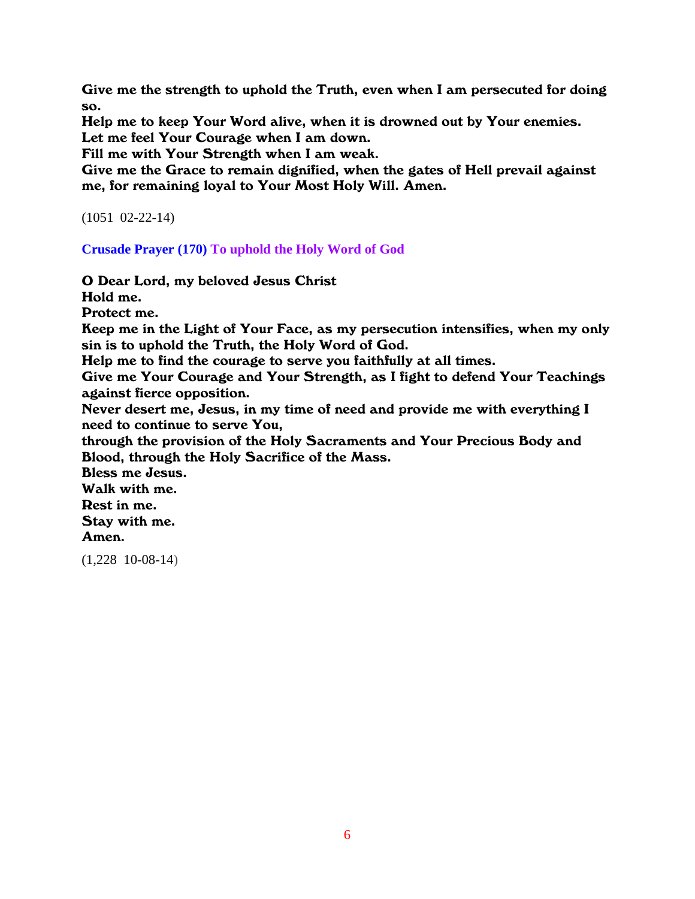**Give me the strength to uphold the Truth, even when I am persecuted for doing so.**
**Help me to keep Your Word alive, when it is drowned out by Your enemies.**
**Let me feel Your Courage when I am down.**
**Fill me with Your Strength when I am weak.**
**Give me the Grace to remain dignified, when the gates of Hell prevail against me, for remaining loyal to Your Most Holy Will. Amen.**

(1051 02-22-14)

### Crusade Prayer (170) To uphold the Holy Word of God

**O Dear Lord, my beloved Jesus Christ**
**Hold me.**
**Protect me.**
**Keep me in the Light of Your Face, as my persecution intensifies, when my only sin is to uphold the Truth, the Holy Word of God.**
**Help me to find the courage to serve you faithfully at all times.**
**Give me Your Courage and Your Strength, as I fight to defend Your Teachings against fierce opposition.**
**Never desert me, Jesus, in my time of need and provide me with everything I need to continue to serve You,**
**through the provision of the Holy Sacraments and Your Precious Body and Blood, through the Holy Sacrifice of the Mass.**
**Bless me Jesus.**
**Walk with me.**
**Rest in me.**
**Stay with me.**
**Amen.**

(1,228 10-08-14)